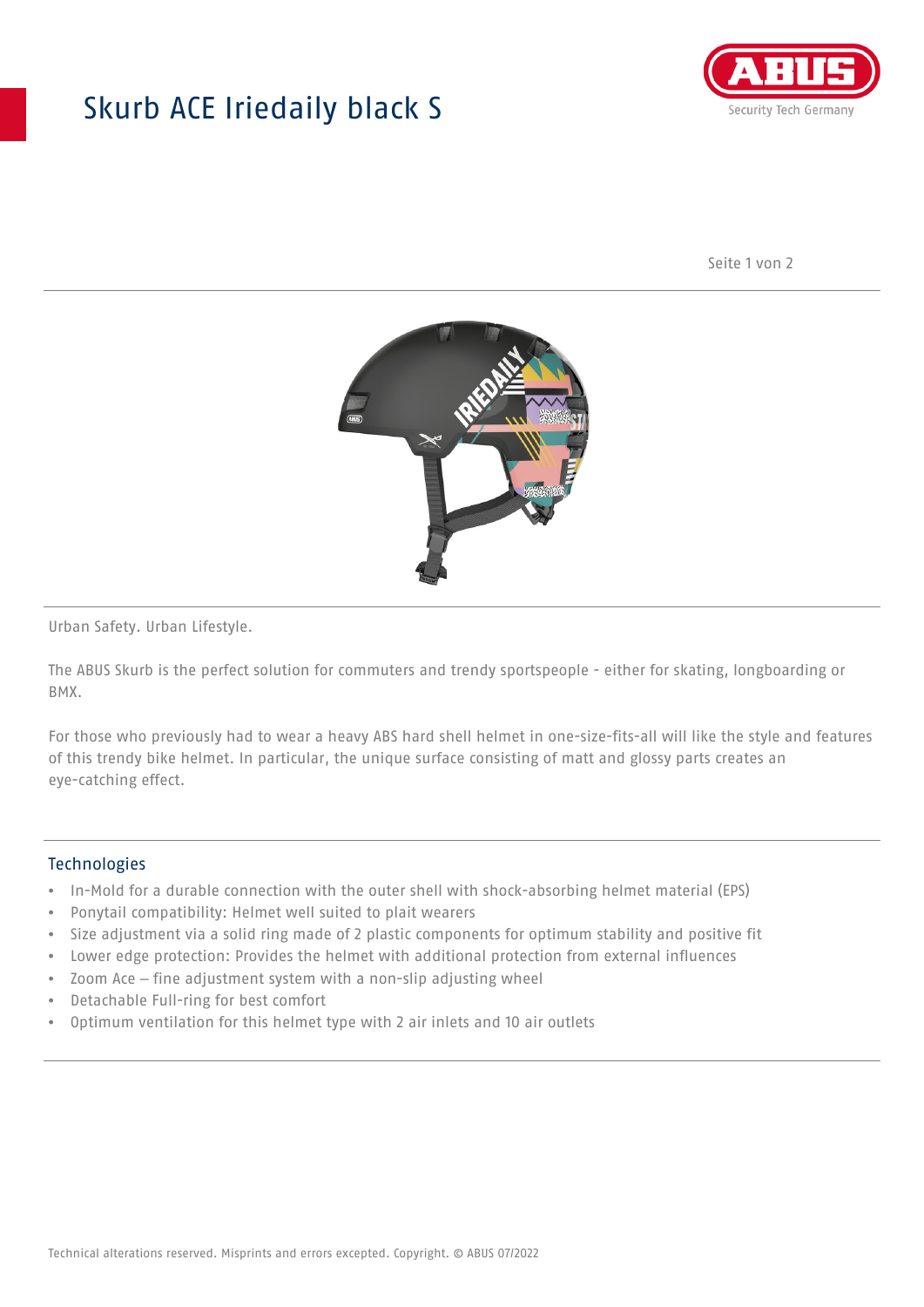# Skurb ACE Iriedaily black S

Urban Safety. Urban Lifestyle.

The ABUS Skurb is the perfect solution for commuters and trendy sportspeople - either for skating, longboarding or BMX.

For those who previously had to wear a heavy ABS hard shell helmet in one-size-fits-all will like the style and features of this trendy bike helmet. In particular, the unique surface consisting of matt and glossy parts creates an eye-catching effect.

## Technologies

- In-Mold for a durable connection with the outer shell with shock-absorbing helmet material (EPS)
- Ponytail compatibility: Helmet well suited to plait wearers
- Size adjustment via a solid ring made of 2 plastic components for optimum stability and positive fit
- Lower edge protection: Provides the helmet with additional protection from external influences
- Zoom Ace – fine adjustment system with a non-slip adjusting wheel
- Detachable Full-ring for best comfort
- Optimum ventilation for this helmet type with 2 air inlets and 10 air outlets

Technical alterations reserved. Misprints and errors excepted. Copyright. © ABUS 07/2022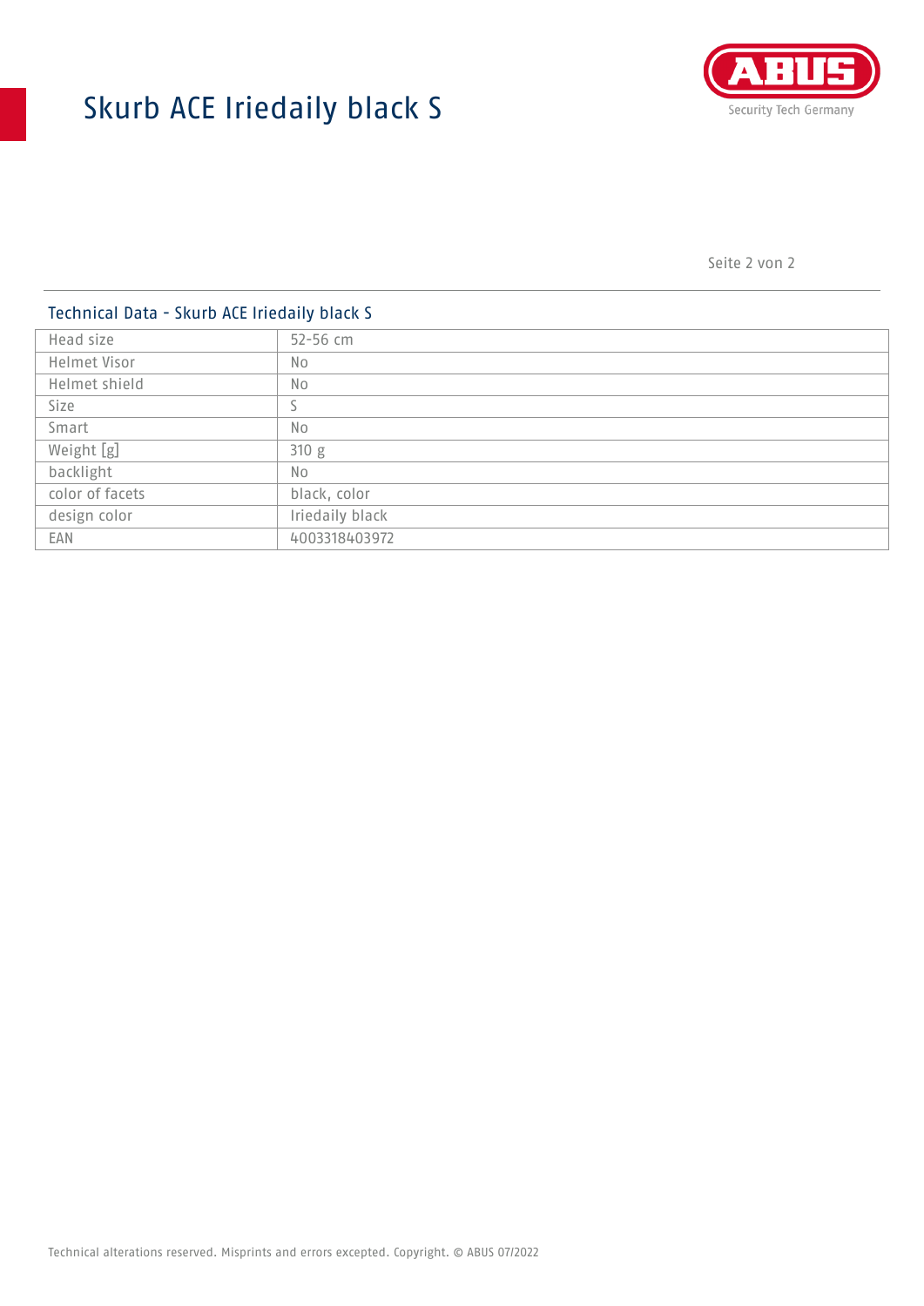# Skurb ACE Iriedaily black S

## Technical Data - Skurb ACE Iriedaily black S

| | |
|---|---|
| Head size | 52-56 cm |
| Helmet Visor | No |
| Helmet shield | No |
| Size | S |
| Smart | No |
| Weight [g] | 310 g |
| backlight | No |
| color of facets | black, color |
| design color | Iriedaily black |
| EAN | 4003318403972 |

Technical alterations reserved. Misprints and errors excepted. Copyright. © ABUS 07/2022